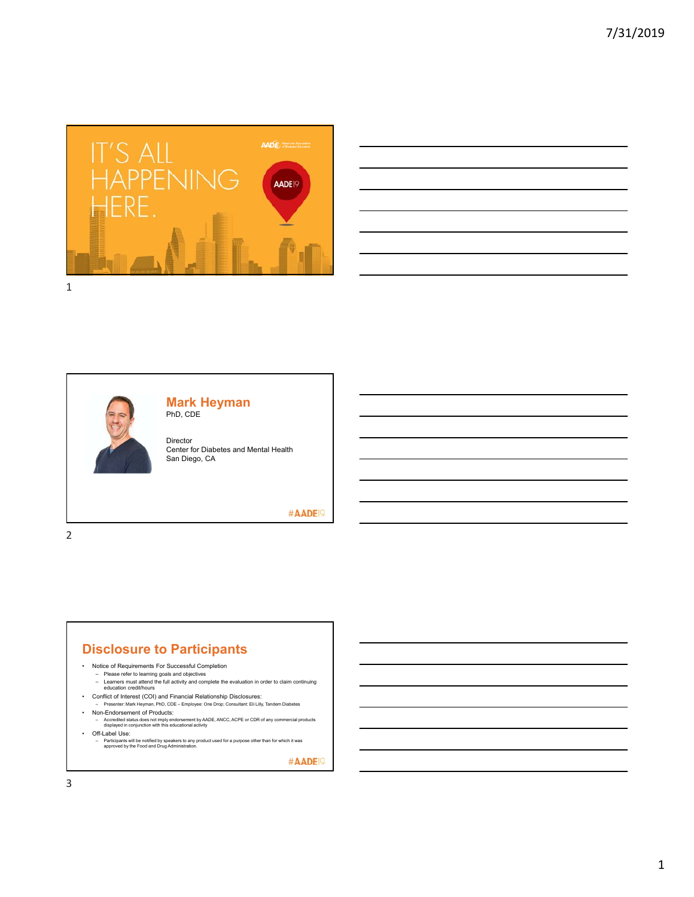IT'S ALL HAPPENING HERE.

AADE19

## Mark Heyman

PhD, CDE

Director
Center for Diabetes and Mental Health
San Diego, CA

#AADE19

## Disclosure to Participants

- Notice of Requirements For Successful Completion
  - Please refer to learning goals and objectives
  - Learners must attend the full activity and complete the evaluation in order to claim continuing education credit/hours
- Conflict of Interest (COI) and Financial Relationship Disclosures:
  - Presenter: Mark Heyman, PhD, CDE – Employee: One Drop; Consultant: Eli Lilly, Tandem Diabetes
- Non-Endorsement of Products:
  - Accredited status does not imply endorsement by AADE, ANCC, ACPE or CDR of any commercial products displayed in conjunction with this educational activity
- Off-Label Use:
  - Participants will be notified by speakers to any product used for a purpose other than for which it was approved by the Food and Drug Administration.

#AADE19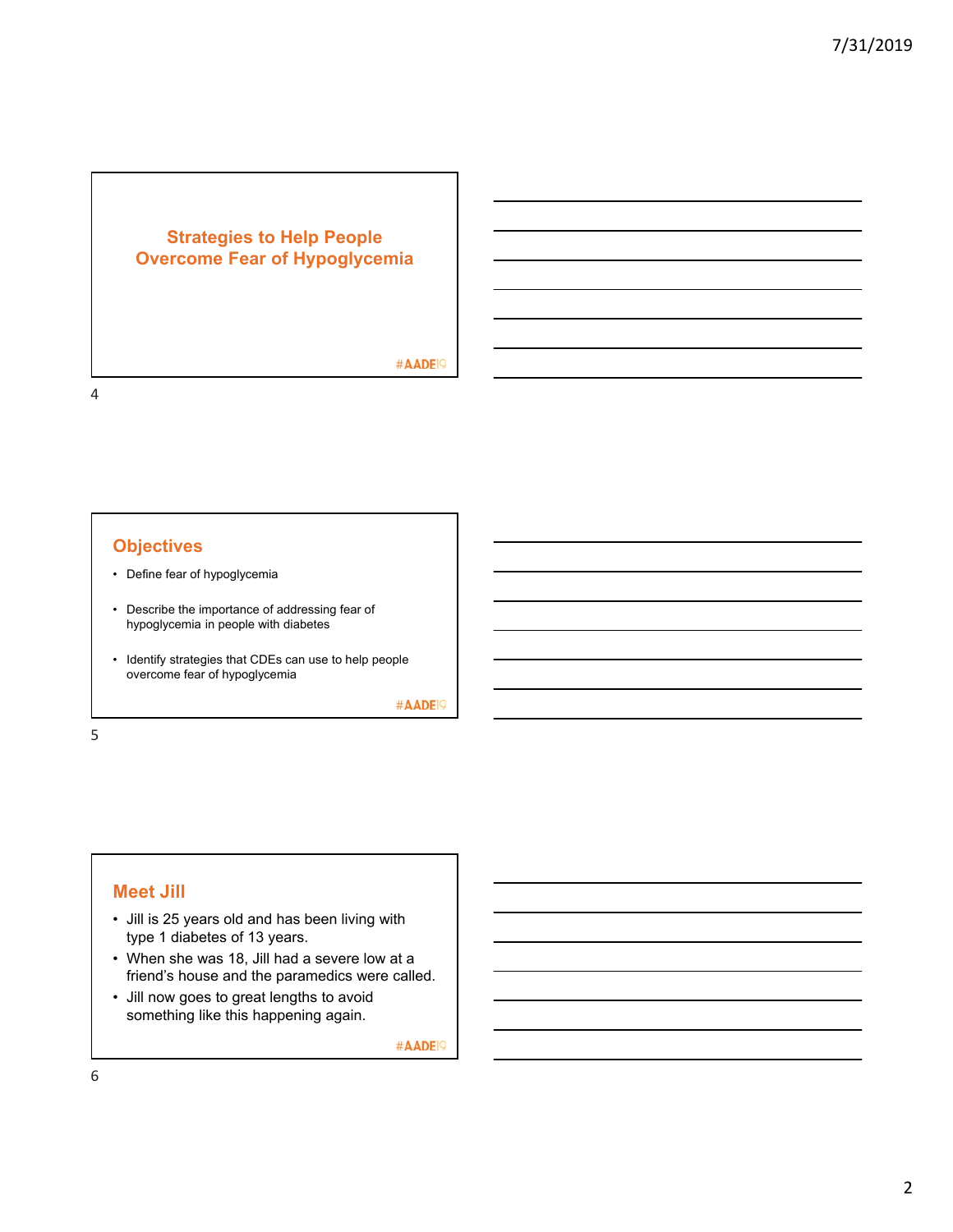## Strategies to Help People Overcome Fear of Hypoglycemia

#AADE19

## Objectives

- Define fear of hypoglycemia
- Describe the importance of addressing fear of hypoglycemia in people with diabetes
- Identify strategies that CDEs can use to help people overcome fear of hypoglycemia

#AADE19

## Meet Jill

- Jill is 25 years old and has been living with type 1 diabetes of 13 years.
- When she was 18, Jill had a severe low at a friend's house and the paramedics were called.
- Jill now goes to great lengths to avoid something like this happening again.

#AADE19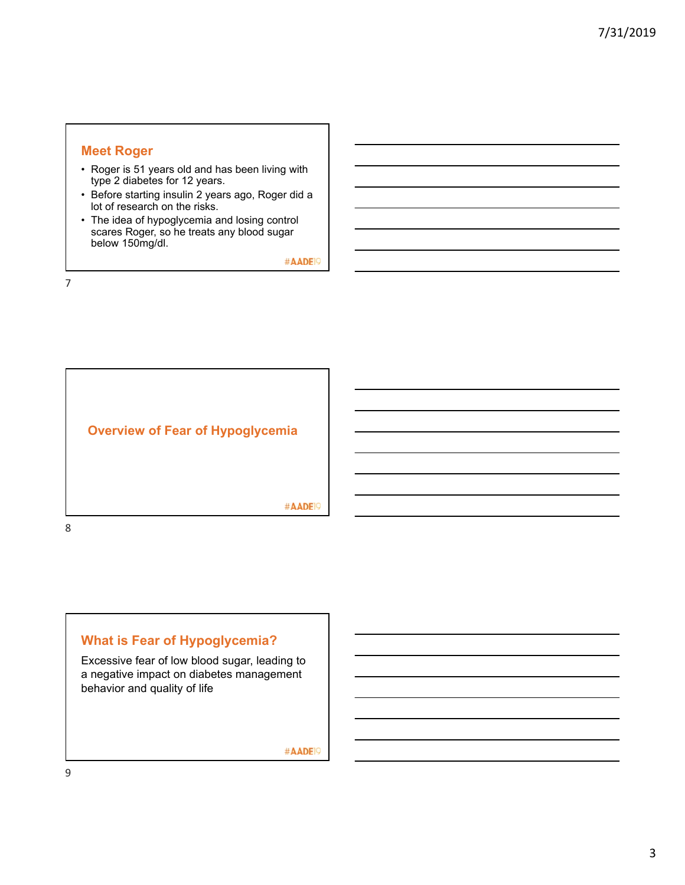## Meet Roger

- Roger is 51 years old and has been living with type 2 diabetes for 12 years.
- Before starting insulin 2 years ago, Roger did a lot of research on the risks.
- The idea of hypoglycemia and losing control scares Roger, so he treats any blood sugar below 150mg/dl.

#AADE19

## Overview of Fear of Hypoglycemia

#AADE19

## What is Fear of Hypoglycemia?

Excessive fear of low blood sugar, leading to a negative impact on diabetes management behavior and quality of life

#AADE19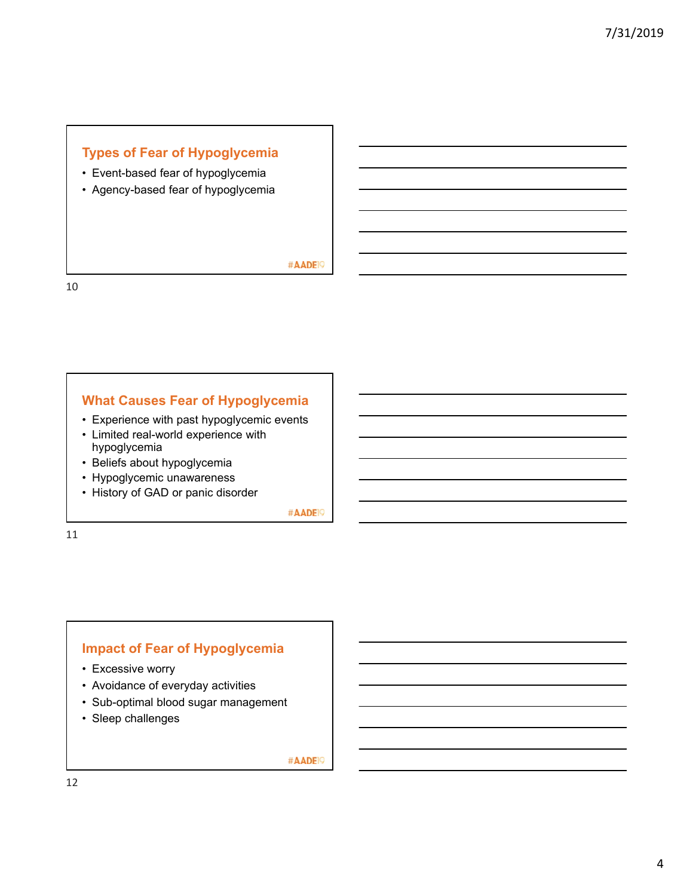## Types of Fear of Hypoglycemia

- Event-based fear of hypoglycemia
- Agency-based fear of hypoglycemia

#AADE19

## What Causes Fear of Hypoglycemia

- Experience with past hypoglycemic events
- Limited real-world experience with hypoglycemia
- Beliefs about hypoglycemia
- Hypoglycemic unawareness
- History of GAD or panic disorder

#AADE19

## Impact of Fear of Hypoglycemia

- Excessive worry
- Avoidance of everyday activities
- Sub-optimal blood sugar management
- Sleep challenges

#AADE19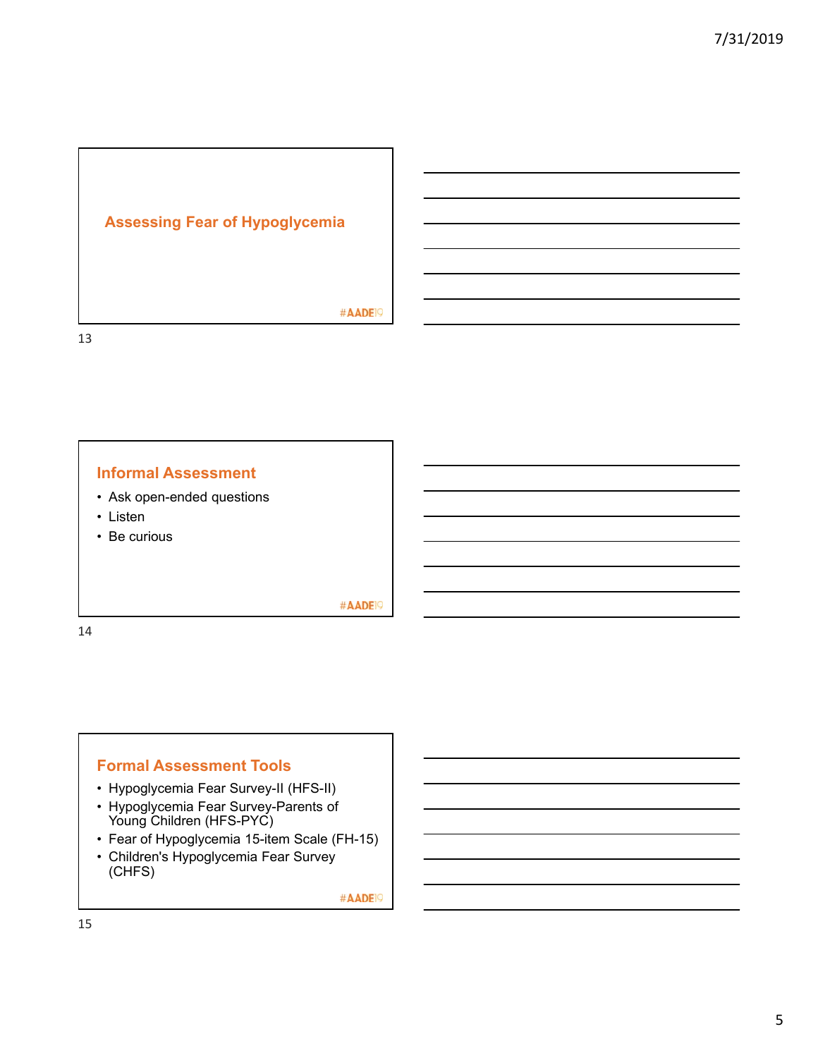## Assessing Fear of Hypoglycemia

## Informal Assessment

- Ask open-ended questions
- Listen
- Be curious

## Formal Assessment Tools

- Hypoglycemia Fear Survey-II (HFS-II)
- Hypoglycemia Fear Survey-Parents of Young Children (HFS-PYC)
- Fear of Hypoglycemia 15-item Scale (FH-15)
- Children's Hypoglycemia Fear Survey (CHFS)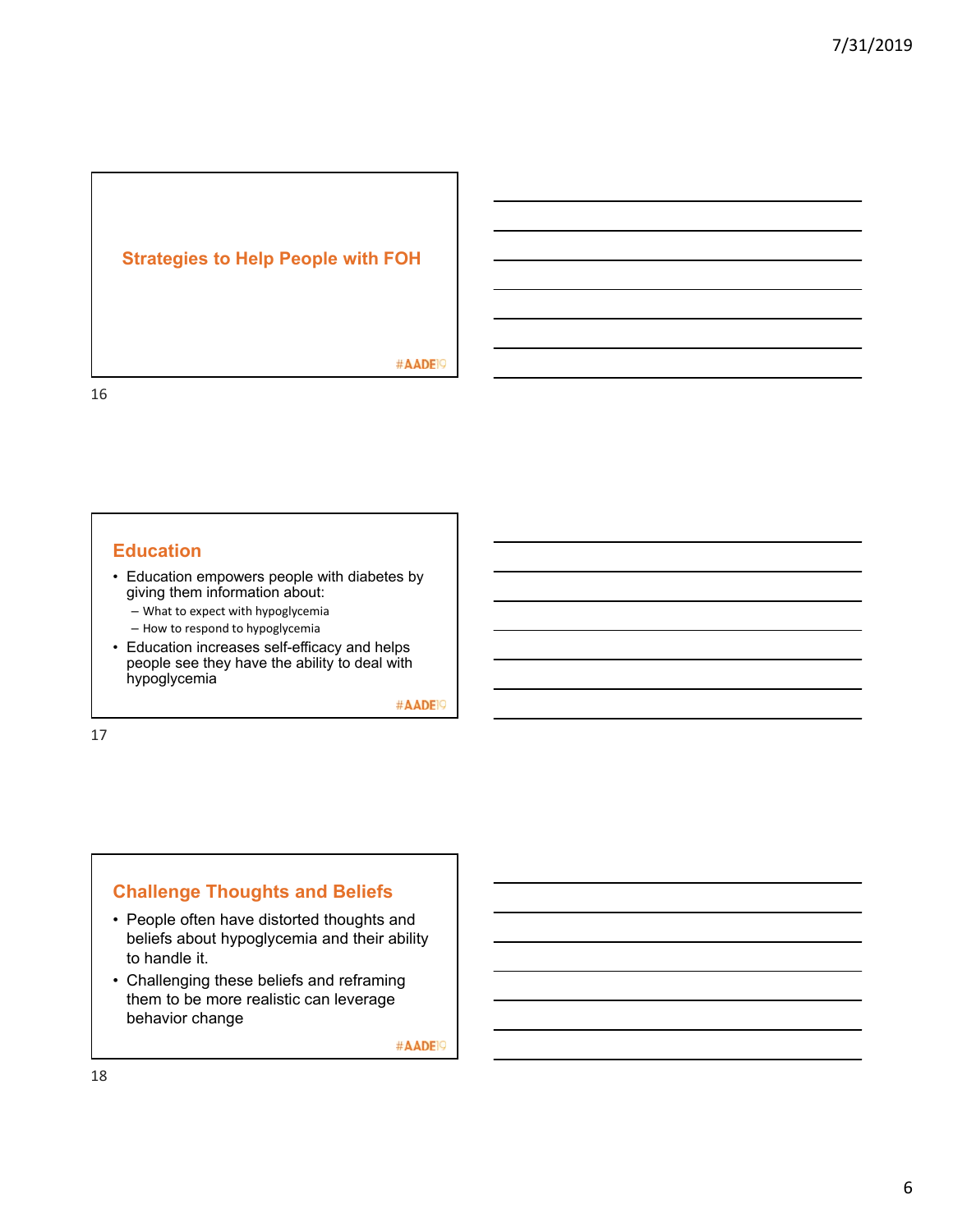## Strategies to Help People with FOH

## Education

- Education empowers people with diabetes by giving them information about:
  - What to expect with hypoglycemia
  - How to respond to hypoglycemia
- Education increases self-efficacy and helps people see they have the ability to deal with hypoglycemia

## Challenge Thoughts and Beliefs

- People often have distorted thoughts and beliefs about hypoglycemia and their ability to handle it.
- Challenging these beliefs and reframing them to be more realistic can leverage behavior change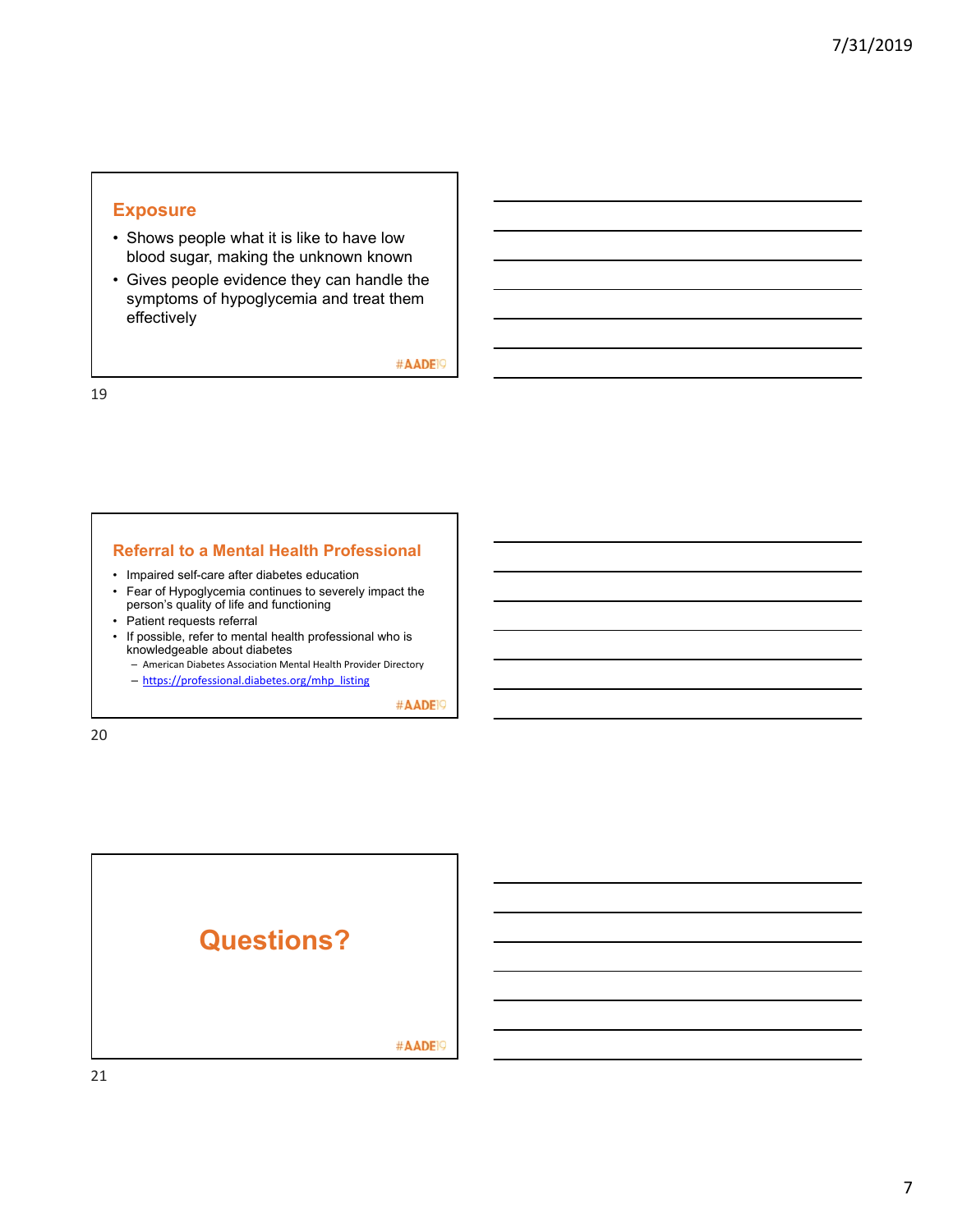## Exposure

- Shows people what it is like to have low blood sugar, making the unknown known
- Gives people evidence they can handle the symptoms of hypoglycemia and treat them effectively

#AADE19

## Referral to a Mental Health Professional

- Impaired self-care after diabetes education
- Fear of Hypoglycemia continues to severely impact the person's quality of life and functioning
- Patient requests referral
- If possible, refer to mental health professional who is knowledgeable about diabetes
  - American Diabetes Association Mental Health Provider Directory
  - https://professional.diabetes.org/mhp_listing

#AADE19

## Questions?

#AADE19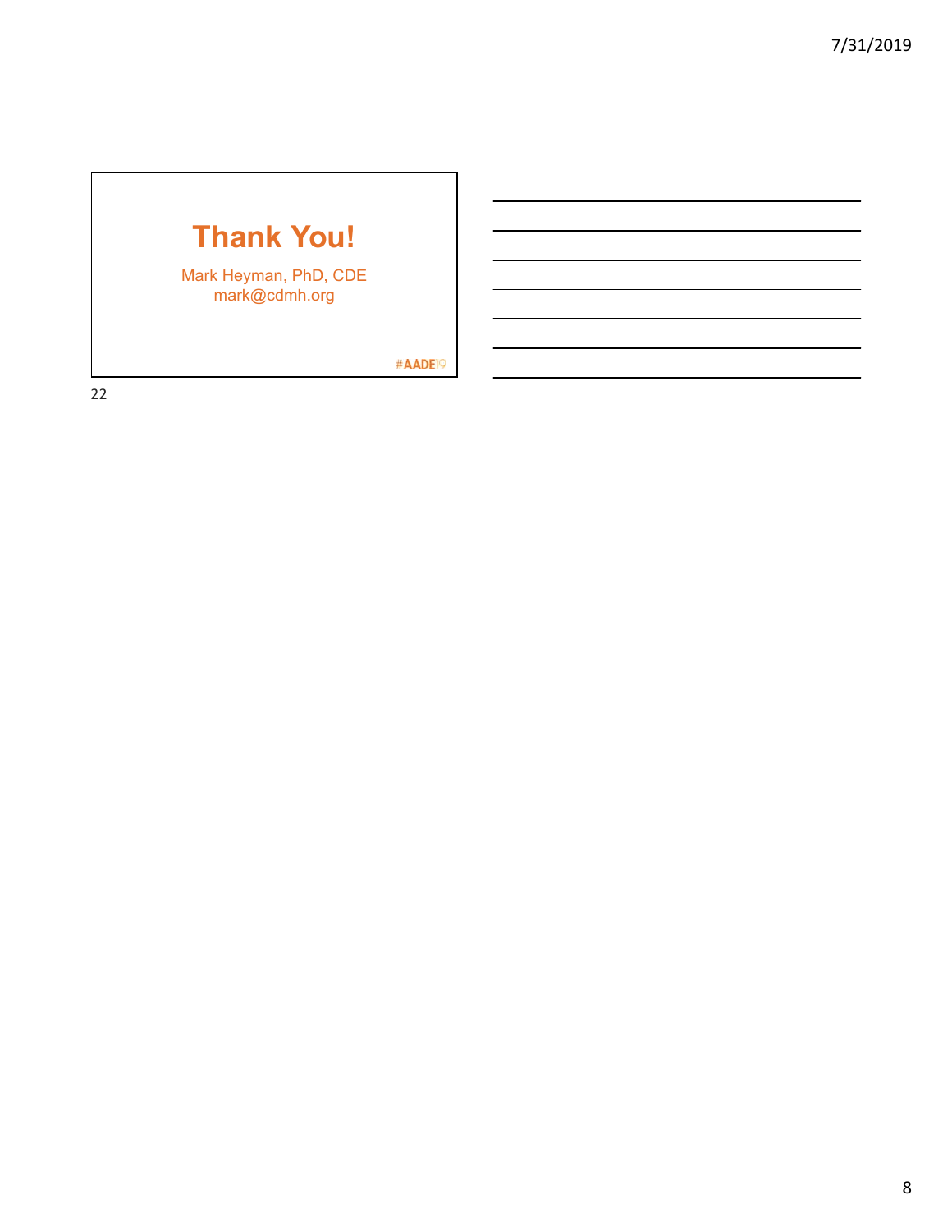# Thank You!

Mark Heyman, PhD, CDE
mark@cdmh.org

#AADE19